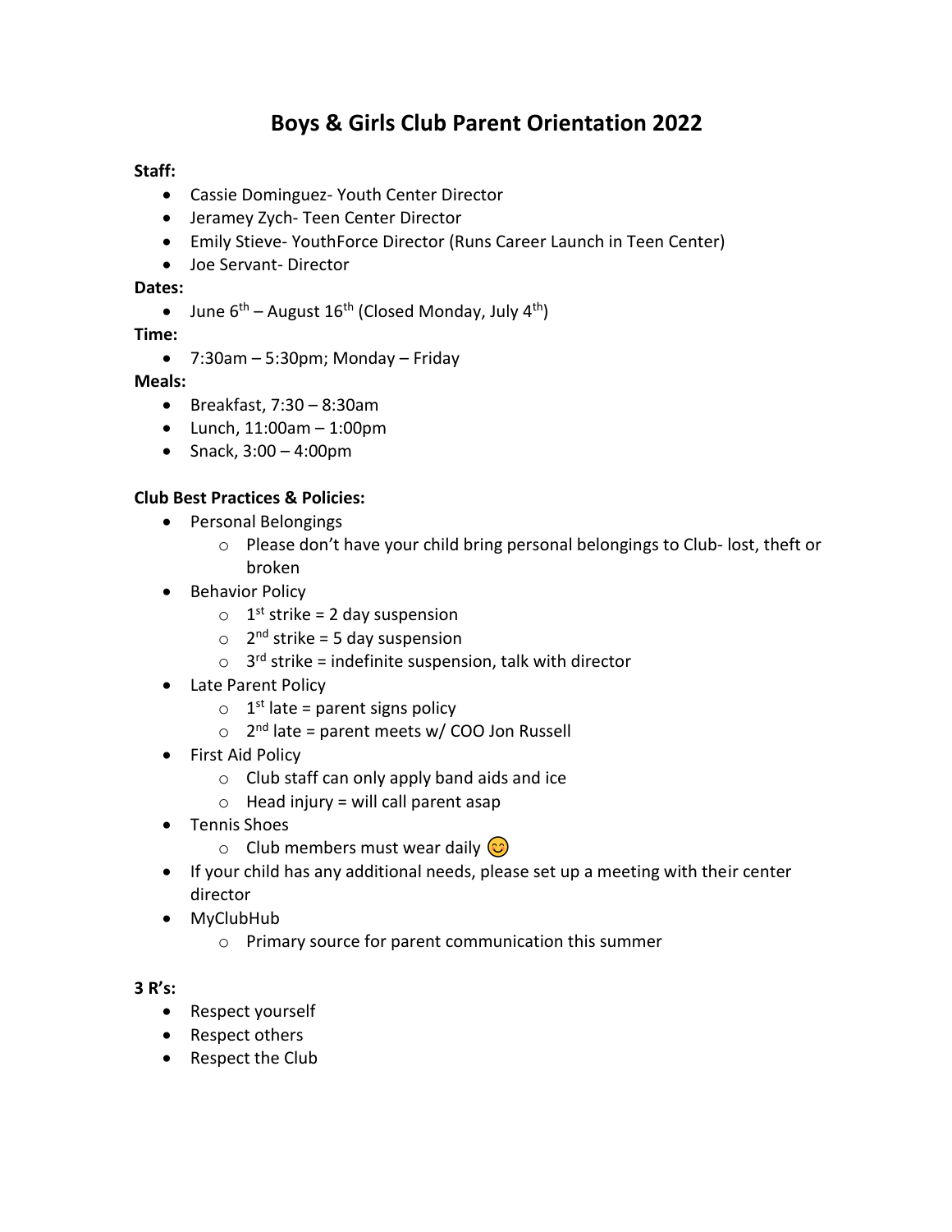# Boys & Girls Club Parent Orientation 2022

**Staff:**

- Cassie Dominguez- Youth Center Director
- Jeramey Zych- Teen Center Director
- Emily Stieve- YouthForce Director (Runs Career Launch in Teen Center)
- Joe Servant- Director

**Dates:**

- June 6th – August 16th (Closed Monday, July 4th)

**Time:**

- 7:30am – 5:30pm; Monday – Friday

**Meals:**

- Breakfast, 7:30 – 8:30am
- Lunch, 11:00am – 1:00pm
- Snack, 3:00 – 4:00pm

**Club Best Practices & Policies:**

- Personal Belongings
  - Please don't have your child bring personal belongings to Club- lost, theft or broken
- Behavior Policy
  - 1st strike = 2 day suspension
  - 2nd strike = 5 day suspension
  - 3rd strike = indefinite suspension, talk with director
- Late Parent Policy
  - 1st late = parent signs policy
  - 2nd late = parent meets w/ COO Jon Russell
- First Aid Policy
  - Club staff can only apply band aids and ice
  - Head injury = will call parent asap
- Tennis Shoes
  - Club members must wear daily 😊
- If your child has any additional needs, please set up a meeting with their center director
- MyClubHub
  - Primary source for parent communication this summer

**3 R's:**

- Respect yourself
- Respect others
- Respect the Club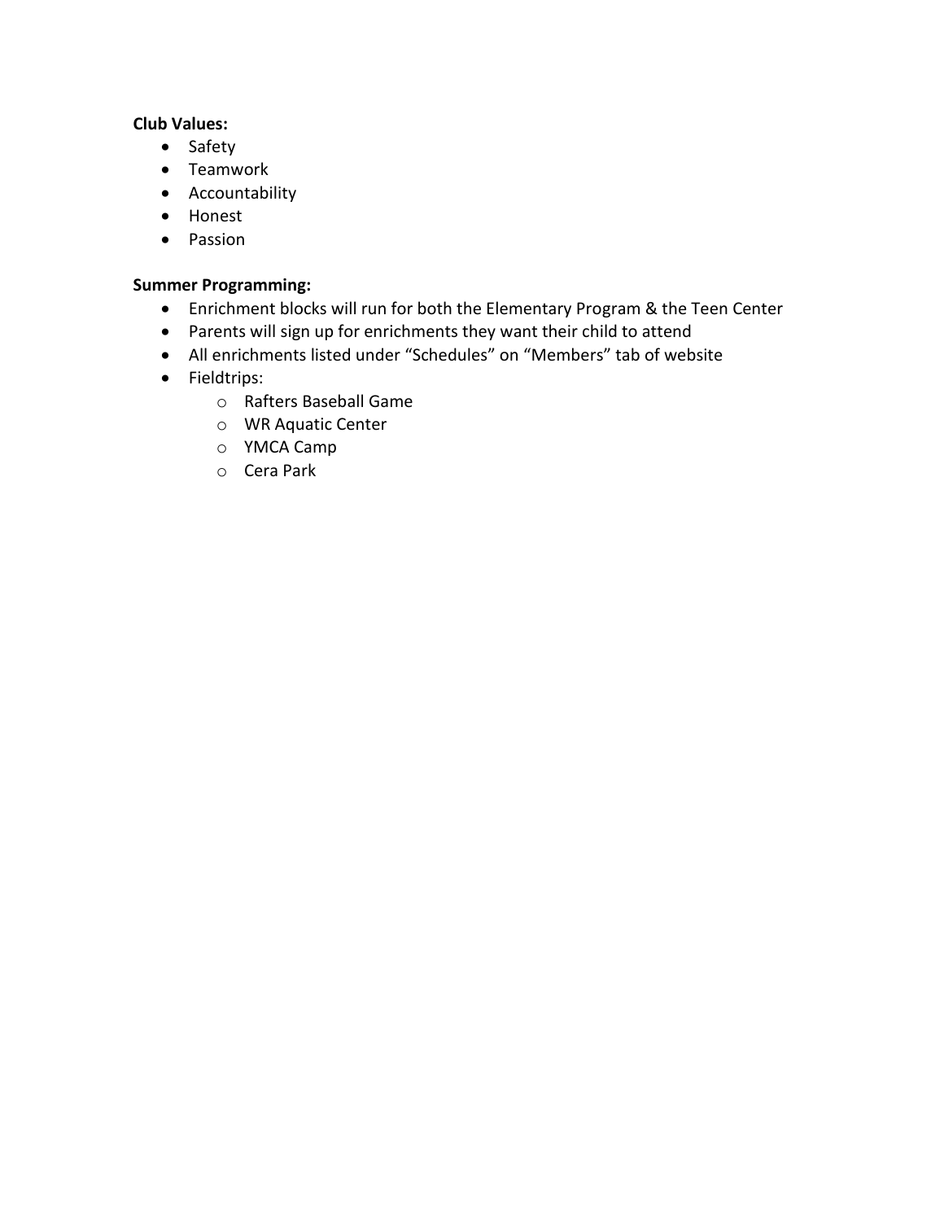**Club Values:**

- Safety
- Teamwork
- Accountability
- Honest
- Passion

**Summer Programming:**

- Enrichment blocks will run for both the Elementary Program & the Teen Center
- Parents will sign up for enrichments they want their child to attend
- All enrichments listed under "Schedules" on "Members" tab of website
- Fieldtrips:
    - Rafters Baseball Game
    - WR Aquatic Center
    - YMCA Camp
    - Cera Park